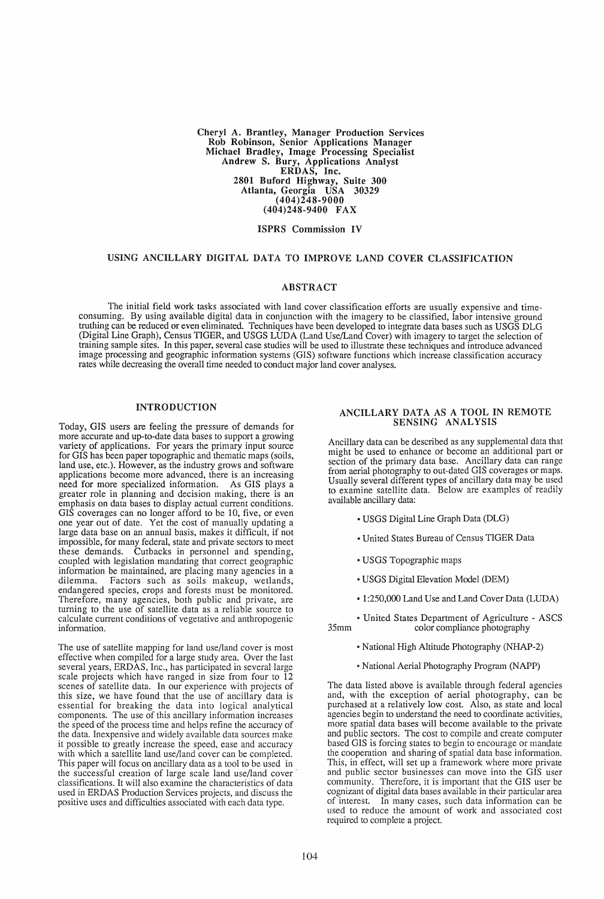Cheryl A. Brantley, Manager Production Services
Rob Robinson, Senior Applications Manager
Michael Bradley, Image Processing Specialist
Andrew S. Bury, Applications Analyst
ERDAS, Inc.
2801 Buford Highway, Suite 300
Atlanta, Georgia USA 30329
(404)248-9000
(404)248-9400 FAX

ISPRS Commission IV

# USING ANCILLARY DIGITAL DATA TO IMPROVE LAND COVER CLASSIFICATION

## ABSTRACT

The initial field work tasks associated with land cover classification efforts are usually expensive and time-consuming. By using available digital data in conjunction with the imagery to be classified, labor intensive ground truthing can be reduced or even eliminated. Techniques have been developed to integrate data bases such as USGS DLG (Digital Line Graph), Census TIGER, and USGS LUDA (Land Use/Land Cover) with imagery to target the selection of training sample sites. In this paper, several case studies will be used to illustrate these techniques and introduce advanced image processing and geographic information systems (GIS) software functions which increase classification accuracy rates while decreasing the overall time needed to conduct major land cover analyses.

## INTRODUCTION

Today, GIS users are feeling the pressure of demands for more accurate and up-to-date data bases to support a growing variety of applications. For years the primary input source for GIS has been paper topographic and thematic maps (soils, land use, etc.). However, as the industry grows and software applications become more advanced, there is an increasing need for more specialized information. As GIS plays a greater role in planning and decision making, there is an emphasis on data bases to display actual current conditions. GIS coverages can no longer afford to be 10, five, or even one year out of date. Yet the cost of manually updating a large data base on an annual basis, makes it difficult, if not impossible, for many federal, state and private sectors to meet these demands. Cutbacks in personnel and spending, coupled with legislation mandating that correct geographic information be maintained, are placing many agencies in a dilemma. Factors such as soils makeup, wetlands, endangered species, crops and forests must be monitored. Therefore, many agencies, both public and private, are turning to the use of satellite data as a reliable source to calculate current conditions of vegetative and anthropogenic information.

The use of satellite mapping for land use/land cover is most effective when compiled for a large study area. Over the last several years, ERDAS, Inc., has participated in several large scale projects which have ranged in size from four to 12 scenes of satellite data. In our experience with projects of this size, we have found that the use of ancillary data is essential for breaking the data into logical analytical components. The use of this ancillary information increases the speed of the process time and helps refine the accuracy of the data. Inexpensive and widely available data sources make it possible to greatly increase the speed, ease and accuracy with which a satellite land use/land cover can be completed. This paper will focus on ancillary data as a tool to be used in the successful creation of large scale land use/land cover classifications. It will also examine the characteristics of data used in ERDAS Production Services projects, and discuss the positive uses and difficulties associated with each data type.

## ANCILLARY DATA AS A TOOL IN REMOTE SENSING ANALYSIS

Ancillary data can be described as any supplemental data that might be used to enhance or become an additional part or section of the primary data base. Ancillary data can range from aerial photography to out-dated GIS coverages or maps. Usually several different types of ancillary data may be used to examine satellite data. Below are examples of readily available ancillary data:

- USGS Digital Line Graph Data (DLG)
- United States Bureau of Census TIGER Data
- USGS Topographic maps
- USGS Digital Elevation Model (DEM)
- 1:250,000 Land Use and Land Cover Data (LUDA)
- United States Department of Agriculture - ASCS 35mm color compliance photography
- National High Altitude Photography (NHAP-2)
- National Aerial Photography Program (NAPP)

The data listed above is available through federal agencies and, with the exception of aerial photography, can be purchased at a relatively low cost. Also, as state and local agencies begin to understand the need to coordinate activities, more spatial data bases will become available to the private and public sectors. The cost to compile and create computer based GIS is forcing states to begin to encourage or mandate the cooperation and sharing of spatial data base information. This, in effect, will set up a framework where more private and public sector businesses can move into the GIS user community. Therefore, it is important that the GIS user be cognizant of digital data bases available in their particular area of interest. In many cases, such data information can be used to reduce the amount of work and associated cost required to complete a project.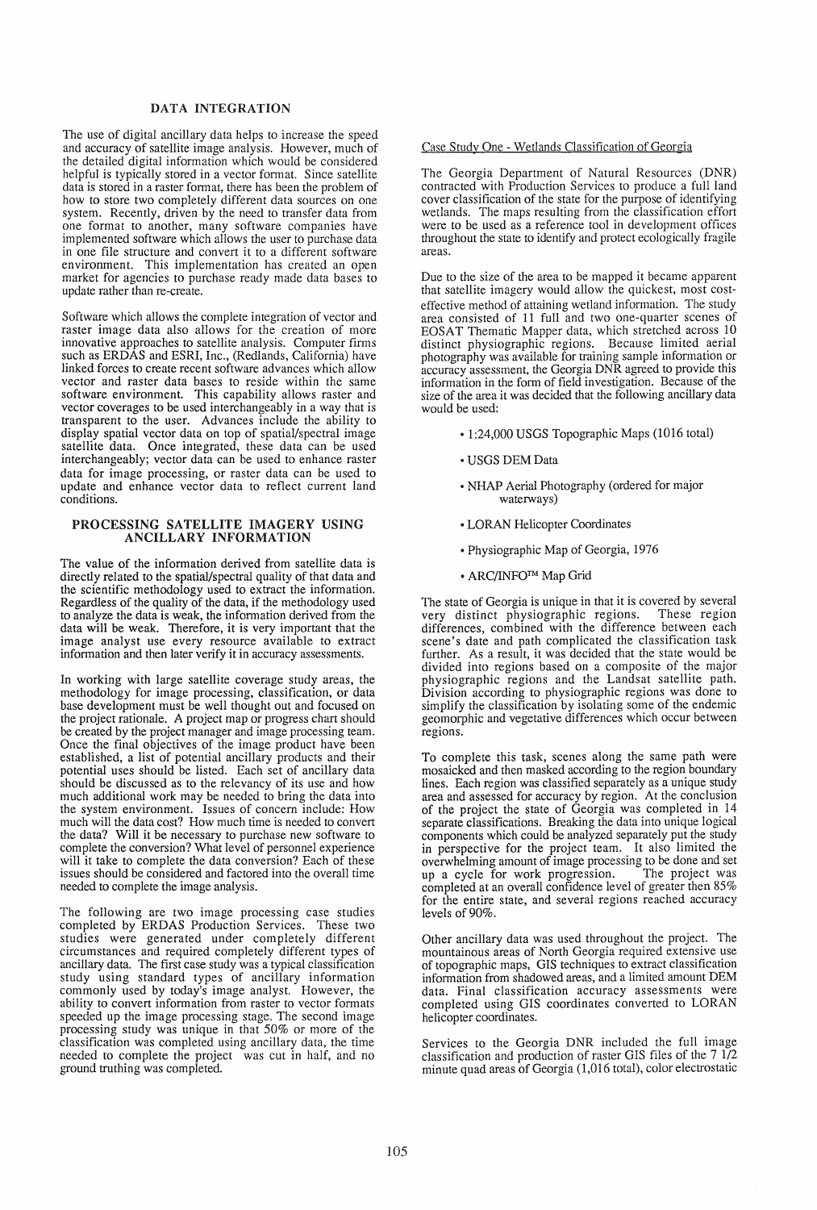## DATA INTEGRATION

The use of digital ancillary data helps to increase the speed and accuracy of satellite image analysis. However, much of the detailed digital information which would be considered helpful is typically stored in a vector format. Since satellite data is stored in a raster format, there has been the problem of how to store two completely different data sources on one system. Recently, driven by the need to transfer data from one format to another, many software companies have implemented software which allows the user to purchase data in one file structure and convert it to a different software environment. This implementation has created an open market for agencies to purchase ready made data bases to update rather than re-create.

Software which allows the complete integration of vector and raster image data also allows for the creation of more innovative approaches to satellite analysis. Computer firms such as ERDAS and ESRI, Inc., (Redlands, California) have linked forces to create recent software advances which allow vector and raster data bases to reside within the same software environment. This capability allows raster and vector coverages to be used interchangeably in a way that is transparent to the user. Advances include the ability to display spatial vector data on top of spatial/spectral image satellite data. Once integrated, these data can be used interchangeably; vector data can be used to enhance raster data for image processing, or raster data can be used to update and enhance vector data to reflect current land conditions.

## PROCESSING SATELLITE IMAGERY USING ANCILLARY INFORMATION

The value of the information derived from satellite data is directly related to the spatial/spectral quality of that data and the scientific methodology used to extract the information. Regardless of the quality of the data, if the methodology used to analyze the data is weak, the information derived from the data will be weak. Therefore, it is very important that the image analyst use every resource available to extract information and then later verify it in accuracy assessments.

In working with large satellite coverage study areas, the methodology for image processing, classification, or data base development must be well thought out and focused on the project rationale. A project map or progress chart should be created by the project manager and image processing team. Once the final objectives of the image product have been established, a list of potential ancillary products and their potential uses should be listed. Each set of ancillary data should be discussed as to the relevancy of its use and how much additional work may be needed to bring the data into the system environment. Issues of concern include: How much will the data cost? How much time is needed to convert the data? Will it be necessary to purchase new software to complete the conversion? What level of personnel experience will it take to complete the data conversion? Each of these issues should be considered and factored into the overall time needed to complete the image analysis.

The following are two image processing case studies completed by ERDAS Production Services. These two studies were generated under completely different circumstances and required completely different types of ancillary data. The first case study was a typical classification study using standard types of ancillary information commonly used by today's image analyst. However, the ability to convert information from raster to vector formats speeded up the image processing stage. The second image processing study was unique in that 50% or more of the classification was completed using ancillary data, the time needed to complete the project was cut in half, and no ground truthing was completed.

### Case Study One - Wetlands Classification of Georgia

The Georgia Department of Natural Resources (DNR) contracted with Production Services to produce a full land cover classification of the state for the purpose of identifying wetlands. The maps resulting from the classification effort were to be used as a reference tool in development offices throughout the state to identify and protect ecologically fragile areas.

Due to the size of the area to be mapped it became apparent that satellite imagery would allow the quickest, most cost-effective method of attaining wetland information. The study area consisted of 11 full and two one-quarter scenes of EOSAT Thematic Mapper data, which stretched across 10 distinct physiographic regions. Because limited aerial photography was available for training sample information or accuracy assessment, the Georgia DNR agreed to provide this information in the form of field investigation. Because of the size of the area it was decided that the following ancillary data would be used:

- 1:24,000 USGS Topographic Maps (1016 total)
- USGS DEM Data
- NHAP Aerial Photography (ordered for major waterways)
- LORAN Helicopter Coordinates
- Physiographic Map of Georgia, 1976
- ARC/INFO™ Map Grid

The state of Georgia is unique in that it is covered by several very distinct physiographic regions. These region differences, combined with the difference between each scene's date and path complicated the classification task further. As a result, it was decided that the state would be divided into regions based on a composite of the major physiographic regions and the Landsat satellite path. Division according to physiographic regions was done to simplify the classification by isolating some of the endemic geomorphic and vegetative differences which occur between regions.

To complete this task, scenes along the same path were mosaicked and then masked according to the region boundary lines. Each region was classified separately as a unique study area and assessed for accuracy by region. At the conclusion of the project the state of Georgia was completed in 14 separate classifications. Breaking the data into unique logical components which could be analyzed separately put the study in perspective for the project team. It also limited the overwhelming amount of image processing to be done and set up a cycle for work progression. The project was completed at an overall confidence level of greater then 85% for the entire state, and several regions reached accuracy levels of 90%.

Other ancillary data was used throughout the project. The mountainous areas of North Georgia required extensive use of topographic maps, GIS techniques to extract classification information from shadowed areas, and a limited amount DEM data. Final classification accuracy assessments were completed using GIS coordinates converted to LORAN helicopter coordinates.

Services to the Georgia DNR included the full image classification and production of raster GIS files of the 7 1/2 minute quad areas of Georgia (1,016 total), color electrostatic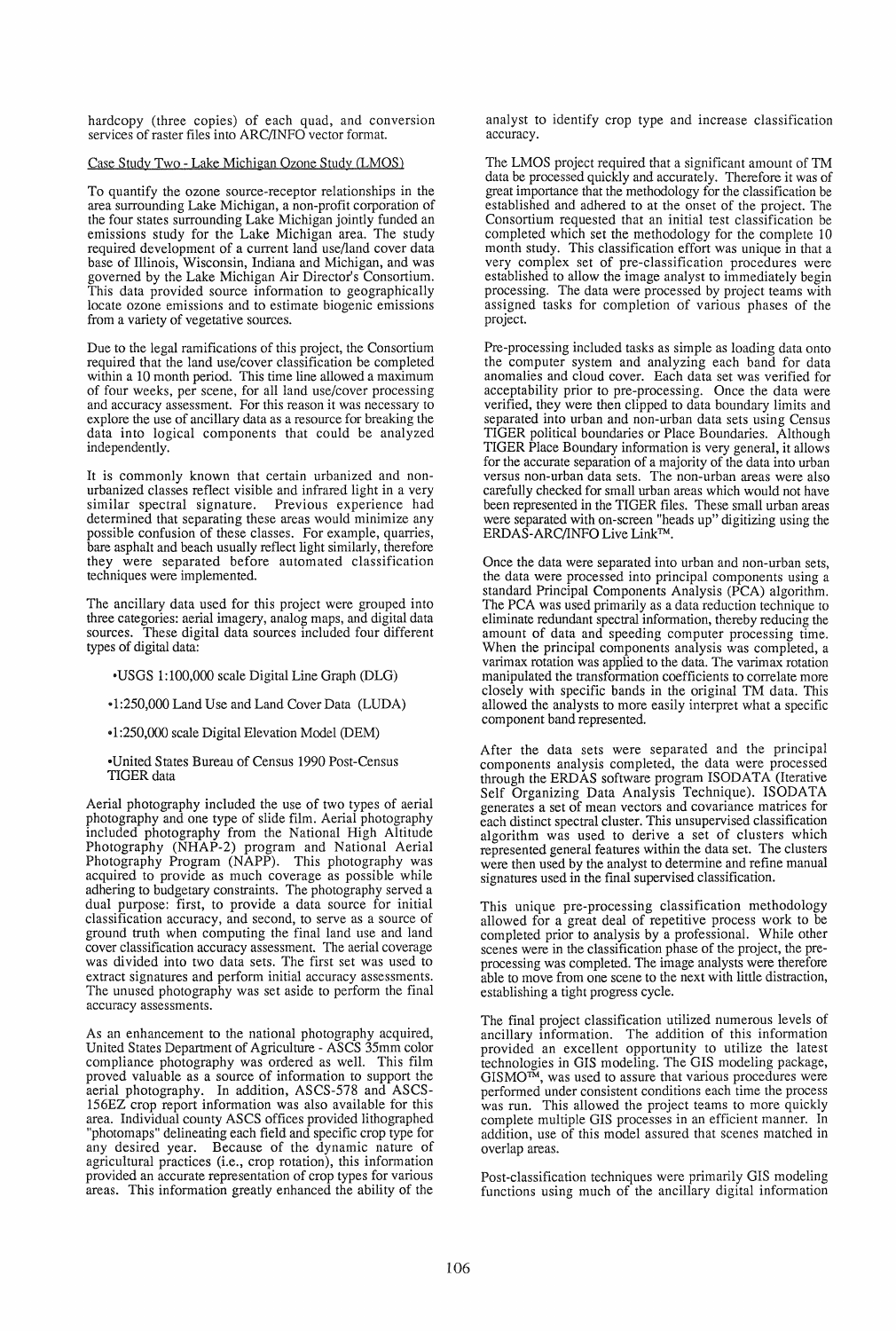hardcopy (three copies) of each quad, and conversion services of raster files into ARC/INFO vector format.

Case Study Two - Lake Michigan Ozone Study (LMOS)

To quantify the ozone source-receptor relationships in the area surrounding Lake Michigan, a non-profit corporation of the four states surrounding Lake Michigan jointly funded an emissions study for the Lake Michigan area. The study required development of a current land use/land cover data base of Illinois, Wisconsin, Indiana and Michigan, and was governed by the Lake Michigan Air Director's Consortium. This data provided source information to geographically locate ozone emissions and to estimate biogenic emissions from a variety of vegetative sources.

Due to the legal ramifications of this project, the Consortium required that the land use/cover classification be completed within a 10 month period. This time line allowed a maximum of four weeks, per scene, for all land use/cover processing and accuracy assessment. For this reason it was necessary to explore the use of ancillary data as a resource for breaking the data into logical components that could be analyzed independently.

It is commonly known that certain urbanized and non-urbanized classes reflect visible and infrared light in a very similar spectral signature. Previous experience had determined that separating these areas would minimize any possible confusion of these classes. For example, quarries, bare asphalt and beach usually reflect light similarly, therefore they were separated before automated classification techniques were implemented.

The ancillary data used for this project were grouped into three categories: aerial imagery, analog maps, and digital data sources. These digital data sources included four different types of digital data:

- USGS 1:100,000 scale Digital Line Graph (DLG)
- 1:250,000 Land Use and Land Cover Data (LUDA)
- 1:250,000 scale Digital Elevation Model (DEM)
- United States Bureau of Census 1990 Post-Census TIGER data

Aerial photography included the use of two types of aerial photography and one type of slide film. Aerial photography included photography from the National High Altitude Photography (NHAP-2) program and National Aerial Photography Program (NAPP). This photography was acquired to provide as much coverage as possible while adhering to budgetary constraints. The photography served a dual purpose: first, to provide a data source for initial classification accuracy, and second, to serve as a source of ground truth when computing the final land use and land cover classification accuracy assessment. The aerial coverage was divided into two data sets. The first set was used to extract signatures and perform initial accuracy assessments. The unused photography was set aside to perform the final accuracy assessments.

As an enhancement to the national photography acquired, United States Department of Agriculture - ASCS 35mm color compliance photography was ordered as well. This film proved valuable as a source of information to support the aerial photography. In addition, ASCS-578 and ASCS-156EZ crop report information was also available for this area. Individual county ASCS offices provided lithographed "photomaps" delineating each field and specific crop type for any desired year. Because of the dynamic nature of agricultural practices (i.e., crop rotation), this information provided an accurate representation of crop types for various areas. This information greatly enhanced the ability of the analyst to identify crop type and increase classification accuracy.

The LMOS project required that a significant amount of TM data be processed quickly and accurately. Therefore it was of great importance that the methodology for the classification be established and adhered to at the onset of the project. The Consortium requested that an initial test classification be completed which set the methodology for the complete 10 month study. This classification effort was unique in that a very complex set of pre-classification procedures were established to allow the image analyst to immediately begin processing. The data were processed by project teams with assigned tasks for completion of various phases of the project.

Pre-processing included tasks as simple as loading data onto the computer system and analyzing each band for data anomalies and cloud cover. Each data set was verified for acceptability prior to pre-processing. Once the data were verified, they were then clipped to data boundary limits and separated into urban and non-urban data sets using Census TIGER political boundaries or Place Boundaries. Although TIGER Place Boundary information is very general, it allows for the accurate separation of a majority of the data into urban versus non-urban data sets. The non-urban areas were also carefully checked for small urban areas which would not have been represented in the TIGER files. These small urban areas were separated with on-screen "heads up" digitizing using the ERDAS-ARC/INFO Live Link™.

Once the data were separated into urban and non-urban sets, the data were processed into principal components using a standard Principal Components Analysis (PCA) algorithm. The PCA was used primarily as a data reduction technique to eliminate redundant spectral information, thereby reducing the amount of data and speeding computer processing time. When the principal components analysis was completed, a varimax rotation was applied to the data. The varimax rotation manipulated the transformation coefficients to correlate more closely with specific bands in the original TM data. This allowed the analysts to more easily interpret what a specific component band represented.

After the data sets were separated and the principal components analysis completed, the data were processed through the ERDAS software program ISODATA (Iterative Self Organizing Data Analysis Technique). ISODATA generates a set of mean vectors and covariance matrices for each distinct spectral cluster. This unsupervised classification algorithm was used to derive a set of clusters which represented general features within the data set. The clusters were then used by the analyst to determine and refine manual signatures used in the final supervised classification.

This unique pre-processing classification methodology allowed for a great deal of repetitive process work to be completed prior to analysis by a professional. While other scenes were in the classification phase of the project, the pre-processing was completed. The image analysts were therefore able to move from one scene to the next with little distraction, establishing a tight progress cycle.

The final project classification utilized numerous levels of ancillary information. The addition of this information provided an excellent opportunity to utilize the latest technologies in GIS modeling. The GIS modeling package, GISMO™, was used to assure that various procedures were performed under consistent conditions each time the process was run. This allowed the project teams to more quickly complete multiple GIS processes in an efficient manner. In addition, use of this model assured that scenes matched in overlap areas.

Post-classification techniques were primarily GIS modeling functions using much of the ancillary digital information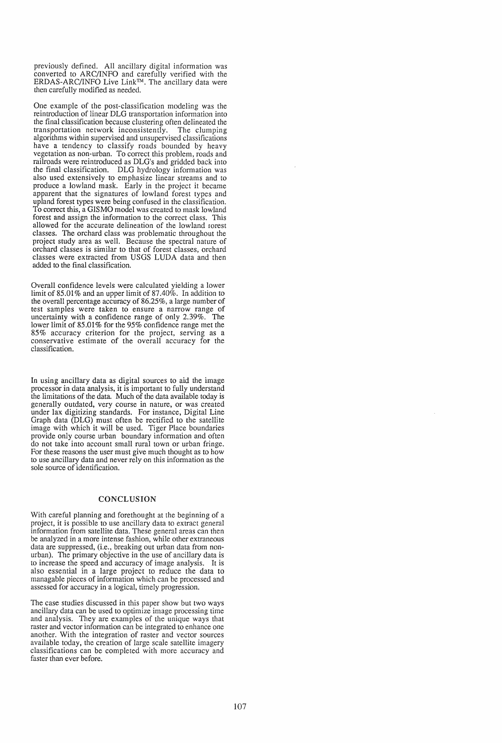previously defined. All ancillary digital information was converted to ARC/INFO and carefully verified with the ERDAS-ARC/INFO Live Link™. The ancillary data were then carefully modified as needed.

One example of the post-classification modeling was the reintroduction of linear DLG transportation information into the final classification because clustering often delineated the transportation network inconsistently. The clumping algorithms within supervised and unsupervised classifications have a tendency to classify roads bounded by heavy vegetation as non-urban. To correct this problem, roads and railroads were reintroduced as DLG's and gridded back into the final classification. DLG hydrology information was also used extensively to emphasize linear streams and to produce a lowland mask. Early in the project it became apparent that the signatures of lowland forest types and upland forest types were being confused in the classification. To correct this, a GISMO model was created to mask lowland forest and assign the information to the correct class. This allowed for the accurate delineation of the lowland forest classes. The orchard class was problematic throughout the project study area as well. Because the spectral nature of orchard classes is similar to that of forest classes, orchard classes were extracted from USGS LUDA data and then added to the final classification.

Overall confidence levels were calculated yielding a lower limit of 85.01% and an upper limit of 87.40%. In addition to the overall percentage accuracy of 86.25%, a large number of test samples were taken to ensure a narrow range of uncertainty with a confidence range of only 2.39%. The lower limit of 85.01% for the 95% confidence range met the 85% accuracy criterion for the project, serving as a conservative estimate of the overall accuracy for the classification.

In using ancillary data as digital sources to aid the image processor in data analysis, it is important to fully understand the limitations of the data. Much of the data available today is generally outdated, very course in nature, or was created under lax digitizing standards. For instance, Digital Line Graph data (DLG) must often be rectified to the satellite image with which it will be used. Tiger Place boundaries provide only course urban boundary information and often do not take into account small rural town or urban fringe. For these reasons the user must give much thought as to how to use ancillary data and never rely on this information as the sole source of identification.

## CONCLUSION

With careful planning and forethought at the beginning of a project, it is possible to use ancillary data to extract general information from satellite data. These general areas can then be analyzed in a more intense fashion, while other extraneous data are suppressed, (i.e., breaking out urban data from non-urban). The primary objective in the use of ancillary data is to increase the speed and accuracy of image analysis. It is also essential in a large project to reduce the data to managable pieces of information which can be processed and assessed for accuracy in a logical, timely progression.

The case studies discussed in this paper show but two ways ancillary data can be used to optimize image processing time and analysis. They are examples of the unique ways that raster and vector information can be integrated to enhance one another. With the integration of raster and vector sources available today, the creation of large scale satellite imagery classifications can be completed with more accuracy and faster than ever before.